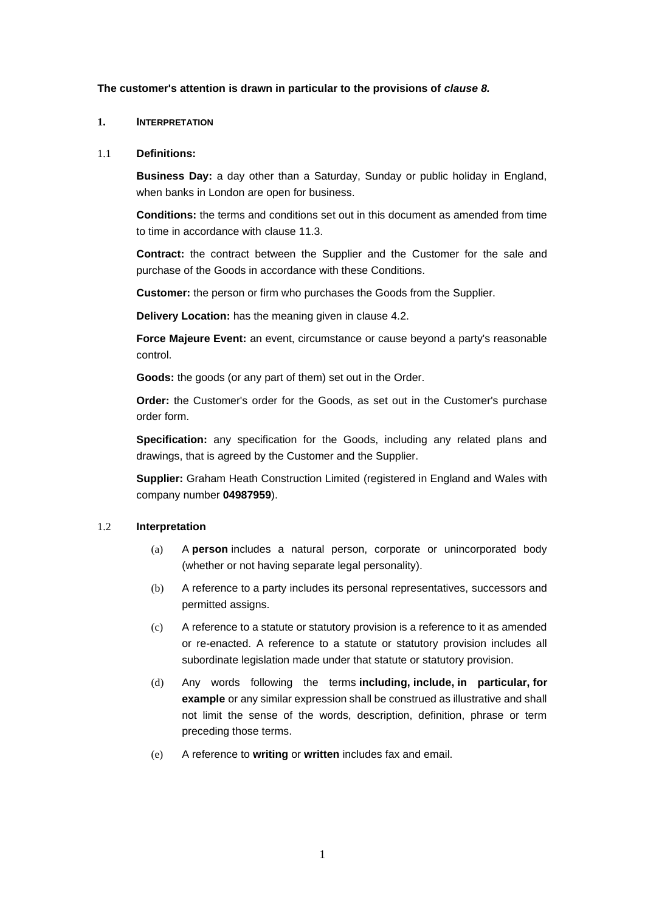**The customer's attention is drawn in particular to the provisions of *clause 8.***

## 1. INTERPRETATION

1.1 **Definitions:**

**Business Day:** a day other than a Saturday, Sunday or public holiday in England, when banks in London are open for business.

**Conditions:** the terms and conditions set out in this document as amended from time to time in accordance with clause 11.3.

**Contract:** the contract between the Supplier and the Customer for the sale and purchase of the Goods in accordance with these Conditions.

**Customer:** the person or firm who purchases the Goods from the Supplier.

**Delivery Location:** has the meaning given in clause 4.2.

**Force Majeure Event:** an event, circumstance or cause beyond a party's reasonable control.

**Goods:** the goods (or any part of them) set out in the Order.

**Order:** the Customer's order for the Goods, as set out in the Customer's purchase order form.

**Specification:** any specification for the Goods, including any related plans and drawings, that is agreed by the Customer and the Supplier.

**Supplier:** Graham Heath Construction Limited (registered in England and Wales with company number **04987959**).

1.2 **Interpretation**

(a) A **person** includes a natural person, corporate or unincorporated body (whether or not having separate legal personality).

(b) A reference to a party includes its personal representatives, successors and permitted assigns.

(c) A reference to a statute or statutory provision is a reference to it as amended or re-enacted. A reference to a statute or statutory provision includes all subordinate legislation made under that statute or statutory provision.

(d) Any words following the terms **including, include, in particular, for example** or any similar expression shall be construed as illustrative and shall not limit the sense of the words, description, definition, phrase or term preceding those terms.

(e) A reference to **writing** or **written** includes fax and email.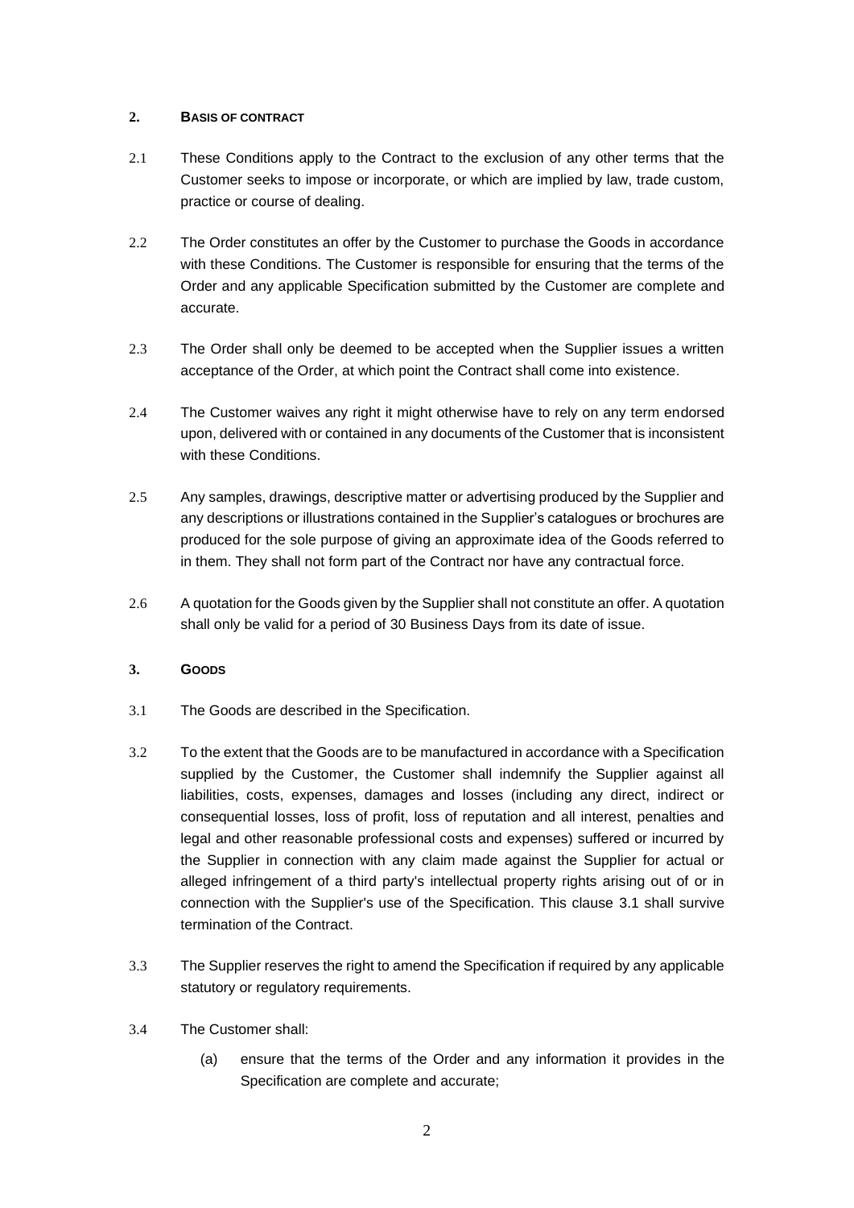## 2. BASIS OF CONTRACT

2.1 These Conditions apply to the Contract to the exclusion of any other terms that the Customer seeks to impose or incorporate, or which are implied by law, trade custom, practice or course of dealing.

2.2 The Order constitutes an offer by the Customer to purchase the Goods in accordance with these Conditions. The Customer is responsible for ensuring that the terms of the Order and any applicable Specification submitted by the Customer are complete and accurate.

2.3 The Order shall only be deemed to be accepted when the Supplier issues a written acceptance of the Order, at which point the Contract shall come into existence.

2.4 The Customer waives any right it might otherwise have to rely on any term endorsed upon, delivered with or contained in any documents of the Customer that is inconsistent with these Conditions.

2.5 Any samples, drawings, descriptive matter or advertising produced by the Supplier and any descriptions or illustrations contained in the Supplier's catalogues or brochures are produced for the sole purpose of giving an approximate idea of the Goods referred to in them. They shall not form part of the Contract nor have any contractual force.

2.6 A quotation for the Goods given by the Supplier shall not constitute an offer. A quotation shall only be valid for a period of 30 Business Days from its date of issue.

## 3. GOODS

3.1 The Goods are described in the Specification.

3.2 To the extent that the Goods are to be manufactured in accordance with a Specification supplied by the Customer, the Customer shall indemnify the Supplier against all liabilities, costs, expenses, damages and losses (including any direct, indirect or consequential losses, loss of profit, loss of reputation and all interest, penalties and legal and other reasonable professional costs and expenses) suffered or incurred by the Supplier in connection with any claim made against the Supplier for actual or alleged infringement of a third party's intellectual property rights arising out of or in connection with the Supplier's use of the Specification. This clause 3.1 shall survive termination of the Contract.

3.3 The Supplier reserves the right to amend the Specification if required by any applicable statutory or regulatory requirements.

3.4 The Customer shall:

(a) ensure that the terms of the Order and any information it provides in the Specification are complete and accurate;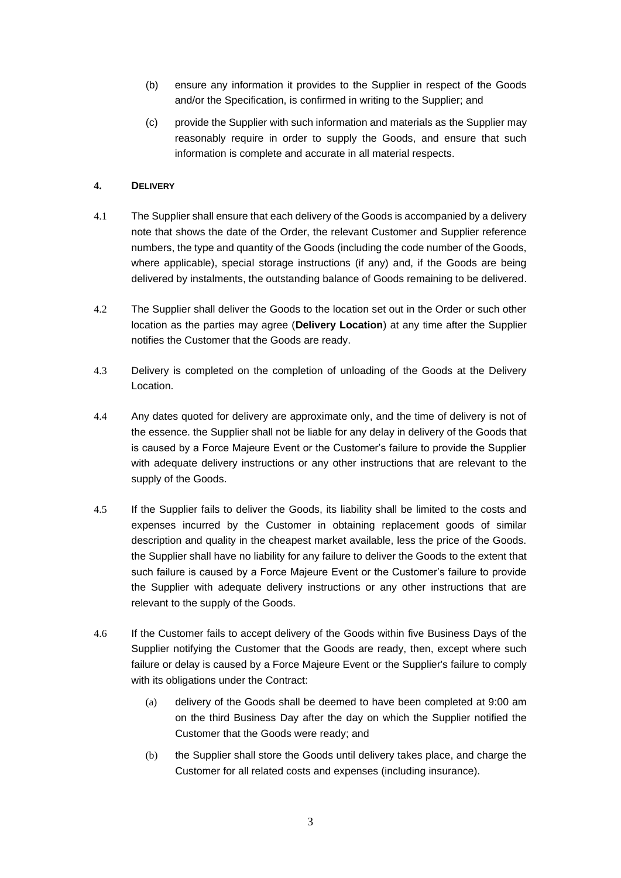(b) ensure any information it provides to the Supplier in respect of the Goods and/or the Specification, is confirmed in writing to the Supplier; and

(c) provide the Supplier with such information and materials as the Supplier may reasonably require in order to supply the Goods, and ensure that such information is complete and accurate in all material respects.

## 4. DELIVERY

4.1 The Supplier shall ensure that each delivery of the Goods is accompanied by a delivery note that shows the date of the Order, the relevant Customer and Supplier reference numbers, the type and quantity of the Goods (including the code number of the Goods, where applicable), special storage instructions (if any) and, if the Goods are being delivered by instalments, the outstanding balance of Goods remaining to be delivered.

4.2 The Supplier shall deliver the Goods to the location set out in the Order or such other location as the parties may agree (**Delivery Location**) at any time after the Supplier notifies the Customer that the Goods are ready.

4.3 Delivery is completed on the completion of unloading of the Goods at the Delivery Location.

4.4 Any dates quoted for delivery are approximate only, and the time of delivery is not of the essence. the Supplier shall not be liable for any delay in delivery of the Goods that is caused by a Force Majeure Event or the Customer's failure to provide the Supplier with adequate delivery instructions or any other instructions that are relevant to the supply of the Goods.

4.5 If the Supplier fails to deliver the Goods, its liability shall be limited to the costs and expenses incurred by the Customer in obtaining replacement goods of similar description and quality in the cheapest market available, less the price of the Goods. the Supplier shall have no liability for any failure to deliver the Goods to the extent that such failure is caused by a Force Majeure Event or the Customer's failure to provide the Supplier with adequate delivery instructions or any other instructions that are relevant to the supply of the Goods.

4.6 If the Customer fails to accept delivery of the Goods within five Business Days of the Supplier notifying the Customer that the Goods are ready, then, except where such failure or delay is caused by a Force Majeure Event or the Supplier's failure to comply with its obligations under the Contract:

(a) delivery of the Goods shall be deemed to have been completed at 9:00 am on the third Business Day after the day on which the Supplier notified the Customer that the Goods were ready; and

(b) the Supplier shall store the Goods until delivery takes place, and charge the Customer for all related costs and expenses (including insurance).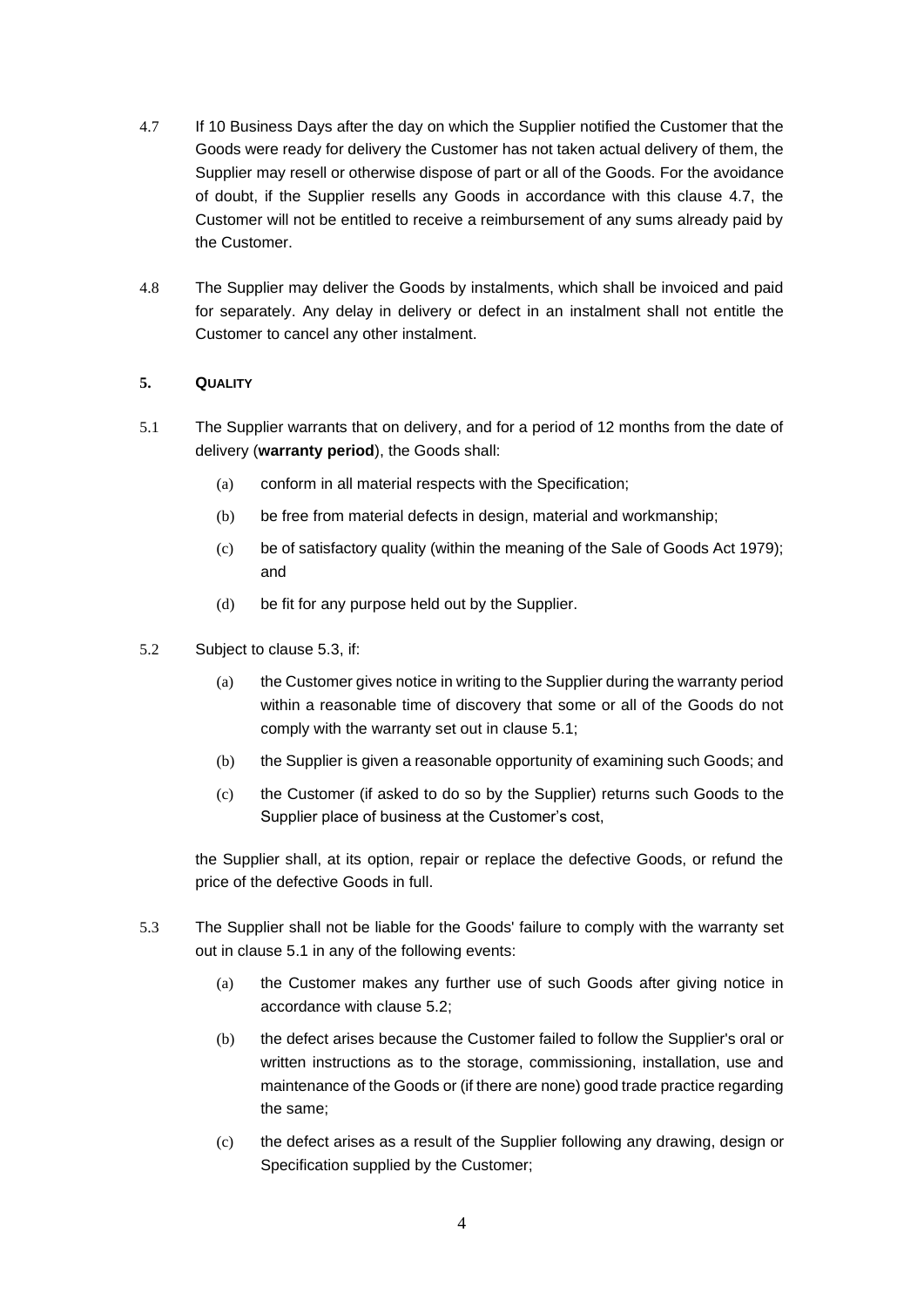4.7 If 10 Business Days after the day on which the Supplier notified the Customer that the Goods were ready for delivery the Customer has not taken actual delivery of them, the Supplier may resell or otherwise dispose of part or all of the Goods. For the avoidance of doubt, if the Supplier resells any Goods in accordance with this clause 4.7, the Customer will not be entitled to receive a reimbursement of any sums already paid by the Customer.

4.8 The Supplier may deliver the Goods by instalments, which shall be invoiced and paid for separately. Any delay in delivery or defect in an instalment shall not entitle the Customer to cancel any other instalment.

## 5. QUALITY

5.1 The Supplier warrants that on delivery, and for a period of 12 months from the date of delivery (**warranty period**), the Goods shall:

(a) conform in all material respects with the Specification;

(b) be free from material defects in design, material and workmanship;

(c) be of satisfactory quality (within the meaning of the Sale of Goods Act 1979); and

(d) be fit for any purpose held out by the Supplier.

5.2 Subject to clause 5.3, if:

(a) the Customer gives notice in writing to the Supplier during the warranty period within a reasonable time of discovery that some or all of the Goods do not comply with the warranty set out in clause 5.1;

(b) the Supplier is given a reasonable opportunity of examining such Goods; and

(c) the Customer (if asked to do so by the Supplier) returns such Goods to the Supplier place of business at the Customer's cost,

the Supplier shall, at its option, repair or replace the defective Goods, or refund the price of the defective Goods in full.

5.3 The Supplier shall not be liable for the Goods' failure to comply with the warranty set out in clause 5.1 in any of the following events:

(a) the Customer makes any further use of such Goods after giving notice in accordance with clause 5.2;

(b) the defect arises because the Customer failed to follow the Supplier's oral or written instructions as to the storage, commissioning, installation, use and maintenance of the Goods or (if there are none) good trade practice regarding the same;

(c) the defect arises as a result of the Supplier following any drawing, design or Specification supplied by the Customer;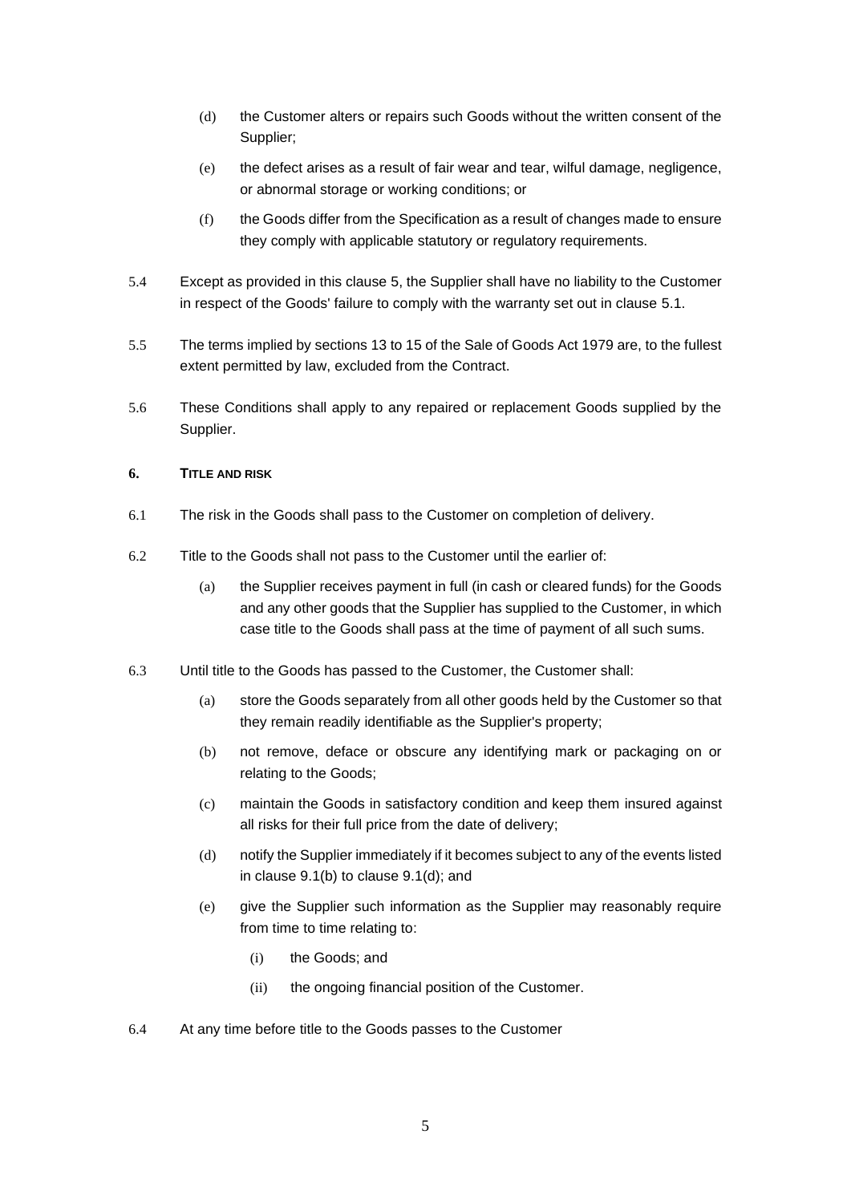(d) the Customer alters or repairs such Goods without the written consent of the Supplier;

(e) the defect arises as a result of fair wear and tear, wilful damage, negligence, or abnormal storage or working conditions; or

(f) the Goods differ from the Specification as a result of changes made to ensure they comply with applicable statutory or regulatory requirements.

5.4 Except as provided in this clause 5, the Supplier shall have no liability to the Customer in respect of the Goods' failure to comply with the warranty set out in clause 5.1.

5.5 The terms implied by sections 13 to 15 of the Sale of Goods Act 1979 are, to the fullest extent permitted by law, excluded from the Contract.

5.6 These Conditions shall apply to any repaired or replacement Goods supplied by the Supplier.

## 6. TITLE AND RISK

6.1 The risk in the Goods shall pass to the Customer on completion of delivery.

6.2 Title to the Goods shall not pass to the Customer until the earlier of:

(a) the Supplier receives payment in full (in cash or cleared funds) for the Goods and any other goods that the Supplier has supplied to the Customer, in which case title to the Goods shall pass at the time of payment of all such sums.

6.3 Until title to the Goods has passed to the Customer, the Customer shall:

(a) store the Goods separately from all other goods held by the Customer so that they remain readily identifiable as the Supplier's property;

(b) not remove, deface or obscure any identifying mark or packaging on or relating to the Goods;

(c) maintain the Goods in satisfactory condition and keep them insured against all risks for their full price from the date of delivery;

(d) notify the Supplier immediately if it becomes subject to any of the events listed in clause 9.1(b) to clause 9.1(d); and

(e) give the Supplier such information as the Supplier may reasonably require from time to time relating to:

(i) the Goods; and

(ii) the ongoing financial position of the Customer.

6.4 At any time before title to the Goods passes to the Customer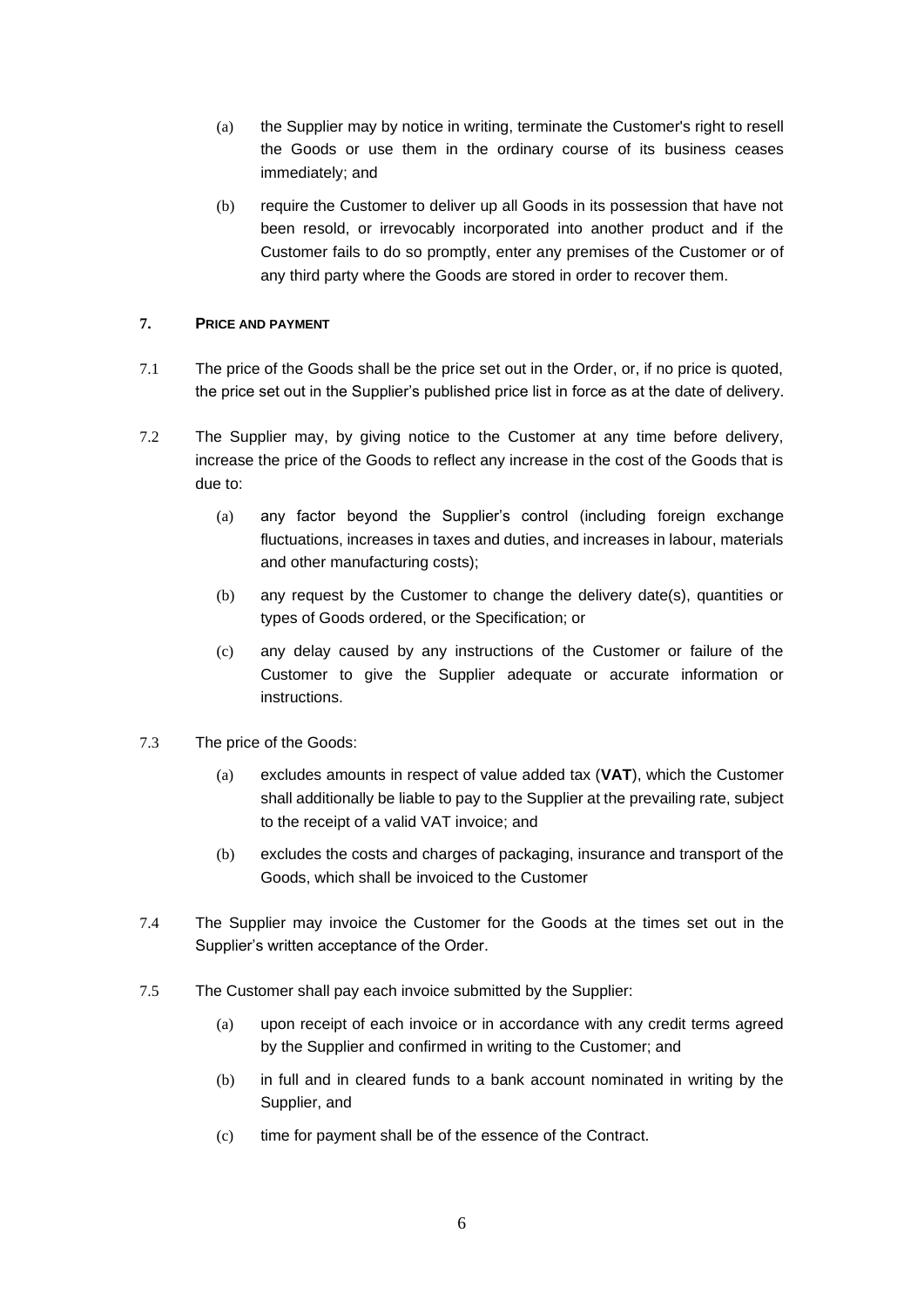(a) the Supplier may by notice in writing, terminate the Customer's right to resell the Goods or use them in the ordinary course of its business ceases immediately; and

(b) require the Customer to deliver up all Goods in its possession that have not been resold, or irrevocably incorporated into another product and if the Customer fails to do so promptly, enter any premises of the Customer or of any third party where the Goods are stored in order to recover them.

## 7. PRICE AND PAYMENT

7.1 The price of the Goods shall be the price set out in the Order, or, if no price is quoted, the price set out in the Supplier's published price list in force as at the date of delivery.

7.2 The Supplier may, by giving notice to the Customer at any time before delivery, increase the price of the Goods to reflect any increase in the cost of the Goods that is due to:

(a) any factor beyond the Supplier's control (including foreign exchange fluctuations, increases in taxes and duties, and increases in labour, materials and other manufacturing costs);

(b) any request by the Customer to change the delivery date(s), quantities or types of Goods ordered, or the Specification; or

(c) any delay caused by any instructions of the Customer or failure of the Customer to give the Supplier adequate or accurate information or instructions.

7.3 The price of the Goods:

(a) excludes amounts in respect of value added tax (**VAT**), which the Customer shall additionally be liable to pay to the Supplier at the prevailing rate, subject to the receipt of a valid VAT invoice; and

(b) excludes the costs and charges of packaging, insurance and transport of the Goods, which shall be invoiced to the Customer

7.4 The Supplier may invoice the Customer for the Goods at the times set out in the Supplier's written acceptance of the Order.

7.5 The Customer shall pay each invoice submitted by the Supplier:

(a) upon receipt of each invoice or in accordance with any credit terms agreed by the Supplier and confirmed in writing to the Customer; and

(b) in full and in cleared funds to a bank account nominated in writing by the Supplier, and

(c) time for payment shall be of the essence of the Contract.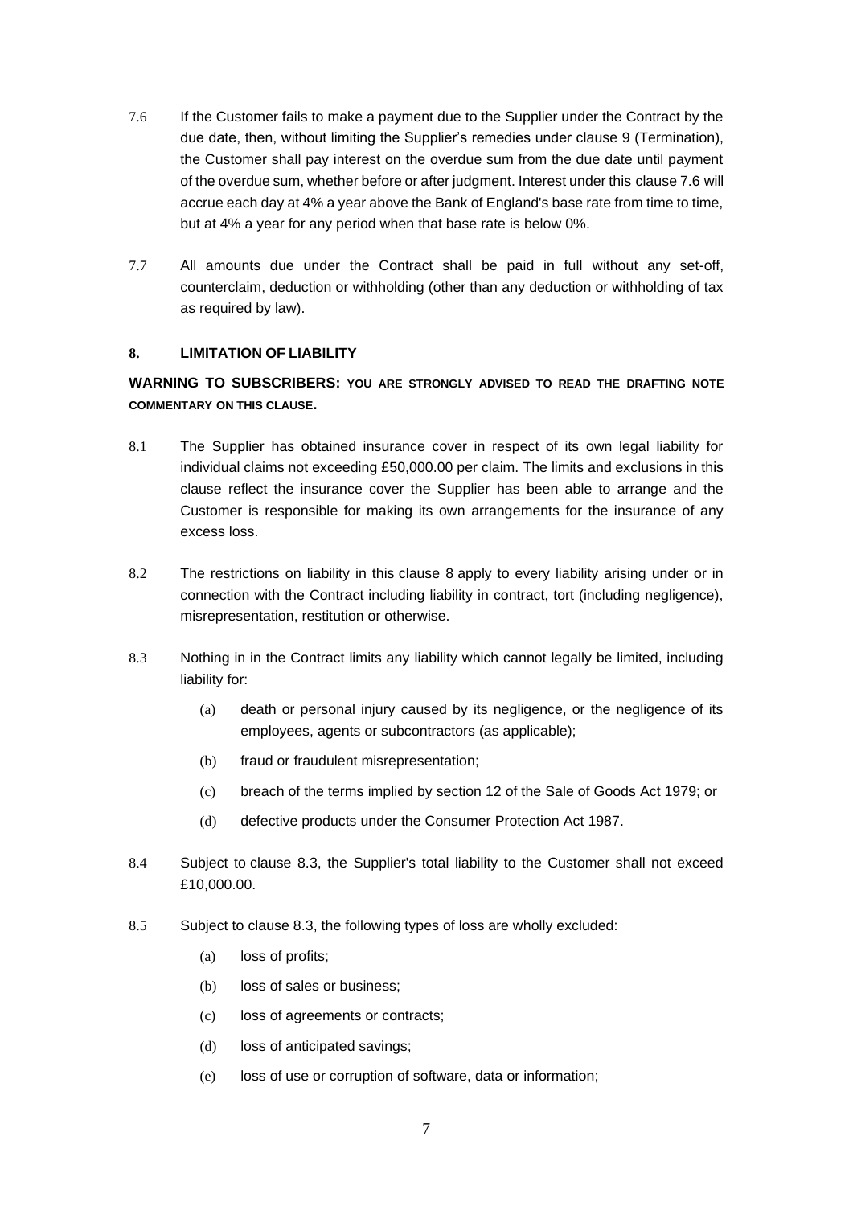7.6 If the Customer fails to make a payment due to the Supplier under the Contract by the due date, then, without limiting the Supplier's remedies under clause 9 (Termination), the Customer shall pay interest on the overdue sum from the due date until payment of the overdue sum, whether before or after judgment. Interest under this clause 7.6 will accrue each day at 4% a year above the Bank of England's base rate from time to time, but at 4% a year for any period when that base rate is below 0%.

7.7 All amounts due under the Contract shall be paid in full without any set-off, counterclaim, deduction or withholding (other than any deduction or withholding of tax as required by law).

## 8. LIMITATION OF LIABILITY

**WARNING TO SUBSCRIBERS: YOU ARE STRONGLY ADVISED TO READ THE DRAFTING NOTE COMMENTARY ON THIS CLAUSE.**

8.1 The Supplier has obtained insurance cover in respect of its own legal liability for individual claims not exceeding £50,000.00 per claim. The limits and exclusions in this clause reflect the insurance cover the Supplier has been able to arrange and the Customer is responsible for making its own arrangements for the insurance of any excess loss.

8.2 The restrictions on liability in this clause 8 apply to every liability arising under or in connection with the Contract including liability in contract, tort (including negligence), misrepresentation, restitution or otherwise.

8.3 Nothing in in the Contract limits any liability which cannot legally be limited, including liability for:

(a) death or personal injury caused by its negligence, or the negligence of its employees, agents or subcontractors (as applicable);

(b) fraud or fraudulent misrepresentation;

(c) breach of the terms implied by section 12 of the Sale of Goods Act 1979; or

(d) defective products under the Consumer Protection Act 1987.

8.4 Subject to clause 8.3, the Supplier's total liability to the Customer shall not exceed £10,000.00.

8.5 Subject to clause 8.3, the following types of loss are wholly excluded:

(a) loss of profits;

(b) loss of sales or business;

(c) loss of agreements or contracts;

(d) loss of anticipated savings;

(e) loss of use or corruption of software, data or information;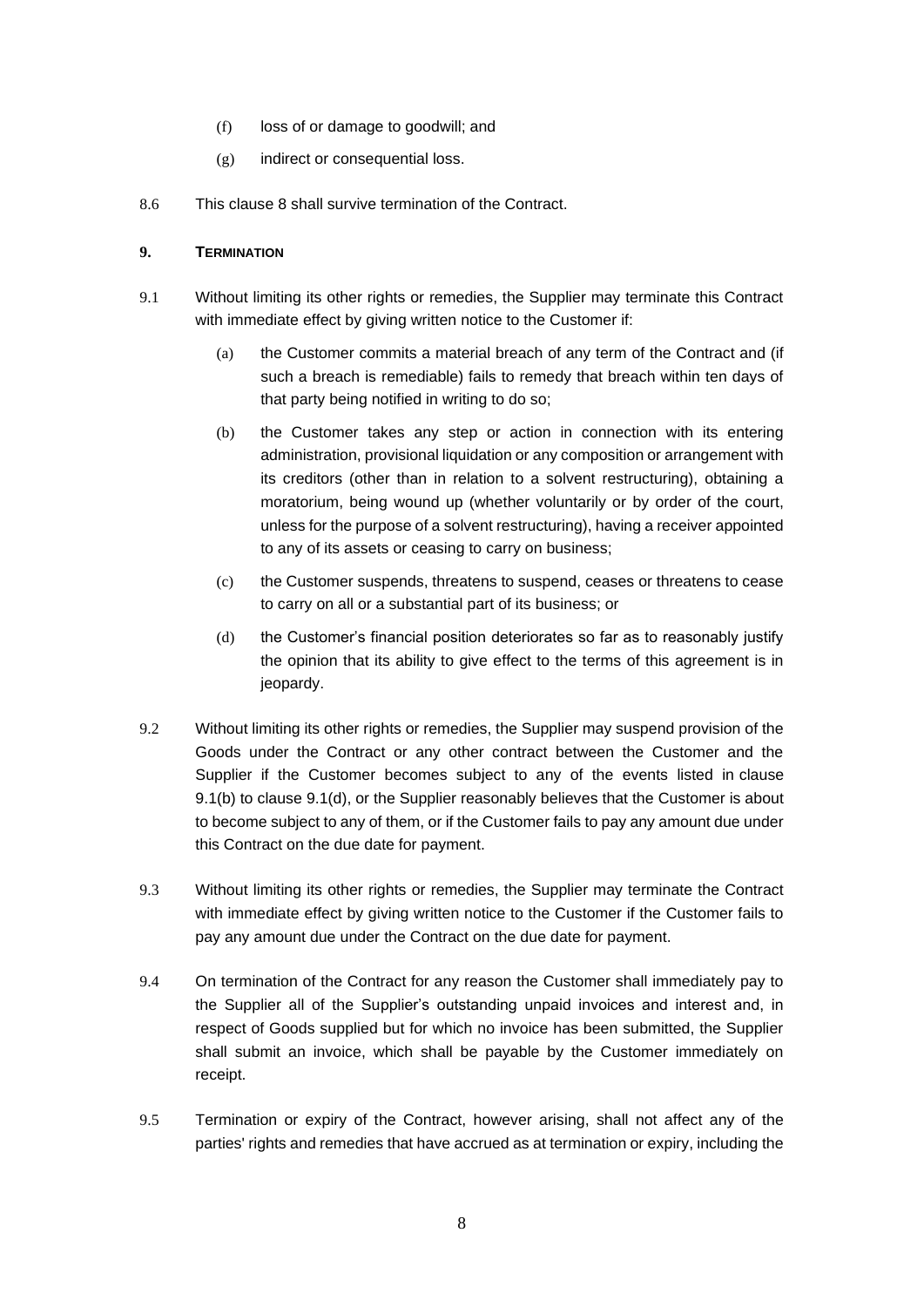(f) loss of or damage to goodwill; and

(g) indirect or consequential loss.

8.6 This clause 8 shall survive termination of the Contract.

## 9. TERMINATION

9.1 Without limiting its other rights or remedies, the Supplier may terminate this Contract with immediate effect by giving written notice to the Customer if:

(a) the Customer commits a material breach of any term of the Contract and (if such a breach is remediable) fails to remedy that breach within ten days of that party being notified in writing to do so;

(b) the Customer takes any step or action in connection with its entering administration, provisional liquidation or any composition or arrangement with its creditors (other than in relation to a solvent restructuring), obtaining a moratorium, being wound up (whether voluntarily or by order of the court, unless for the purpose of a solvent restructuring), having a receiver appointed to any of its assets or ceasing to carry on business;

(c) the Customer suspends, threatens to suspend, ceases or threatens to cease to carry on all or a substantial part of its business; or

(d) the Customer's financial position deteriorates so far as to reasonably justify the opinion that its ability to give effect to the terms of this agreement is in jeopardy.

9.2 Without limiting its other rights or remedies, the Supplier may suspend provision of the Goods under the Contract or any other contract between the Customer and the Supplier if the Customer becomes subject to any of the events listed in clause 9.1(b) to clause 9.1(d), or the Supplier reasonably believes that the Customer is about to become subject to any of them, or if the Customer fails to pay any amount due under this Contract on the due date for payment.

9.3 Without limiting its other rights or remedies, the Supplier may terminate the Contract with immediate effect by giving written notice to the Customer if the Customer fails to pay any amount due under the Contract on the due date for payment.

9.4 On termination of the Contract for any reason the Customer shall immediately pay to the Supplier all of the Supplier's outstanding unpaid invoices and interest and, in respect of Goods supplied but for which no invoice has been submitted, the Supplier shall submit an invoice, which shall be payable by the Customer immediately on receipt.

9.5 Termination or expiry of the Contract, however arising, shall not affect any of the parties' rights and remedies that have accrued as at termination or expiry, including the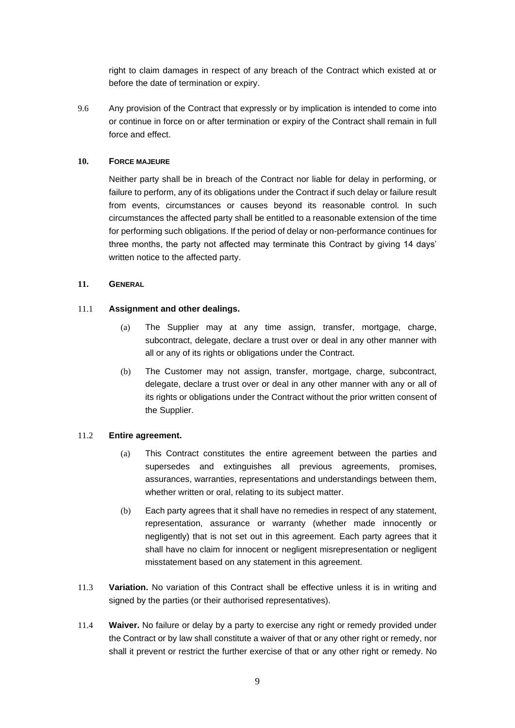right to claim damages in respect of any breach of the Contract which existed at or before the date of termination or expiry.

9.6 Any provision of the Contract that expressly or by implication is intended to come into or continue in force on or after termination or expiry of the Contract shall remain in full force and effect.

## 10. FORCE MAJEURE

Neither party shall be in breach of the Contract nor liable for delay in performing, or failure to perform, any of its obligations under the Contract if such delay or failure result from events, circumstances or causes beyond its reasonable control. In such circumstances the affected party shall be entitled to a reasonable extension of the time for performing such obligations. If the period of delay or non-performance continues for three months, the party not affected may terminate this Contract by giving 14 days' written notice to the affected party.

## 11. GENERAL

11.1 **Assignment and other dealings.**

(a) The Supplier may at any time assign, transfer, mortgage, charge, subcontract, delegate, declare a trust over or deal in any other manner with all or any of its rights or obligations under the Contract.

(b) The Customer may not assign, transfer, mortgage, charge, subcontract, delegate, declare a trust over or deal in any other manner with any or all of its rights or obligations under the Contract without the prior written consent of the Supplier.

11.2 **Entire agreement.**

(a) This Contract constitutes the entire agreement between the parties and supersedes and extinguishes all previous agreements, promises, assurances, warranties, representations and understandings between them, whether written or oral, relating to its subject matter.

(b) Each party agrees that it shall have no remedies in respect of any statement, representation, assurance or warranty (whether made innocently or negligently) that is not set out in this agreement. Each party agrees that it shall have no claim for innocent or negligent misrepresentation or negligent misstatement based on any statement in this agreement.

11.3 **Variation.** No variation of this Contract shall be effective unless it is in writing and signed by the parties (or their authorised representatives).

11.4 **Waiver.** No failure or delay by a party to exercise any right or remedy provided under the Contract or by law shall constitute a waiver of that or any other right or remedy, nor shall it prevent or restrict the further exercise of that or any other right or remedy. No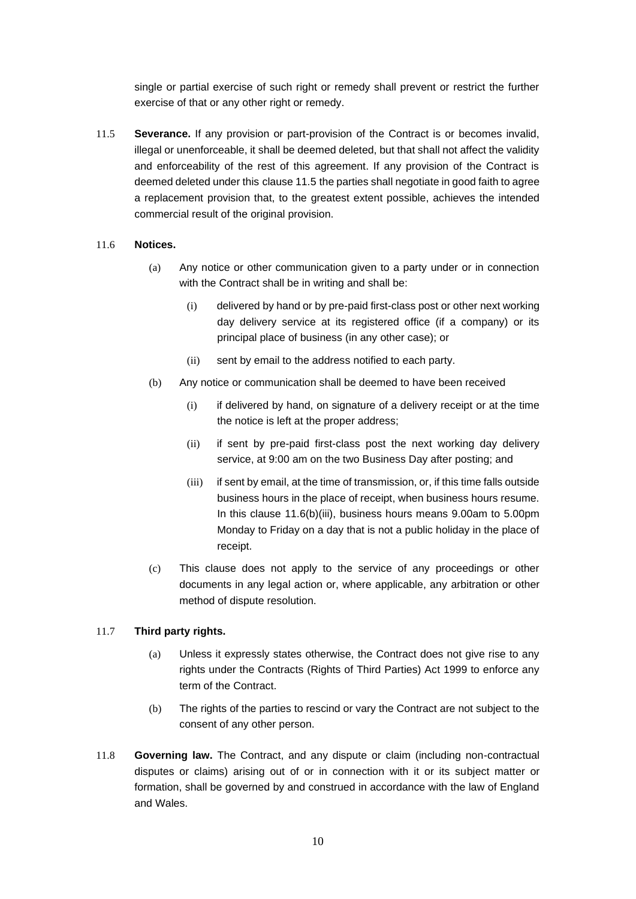single or partial exercise of such right or remedy shall prevent or restrict the further exercise of that or any other right or remedy.

11.5 **Severance.** If any provision or part-provision of the Contract is or becomes invalid, illegal or unenforceable, it shall be deemed deleted, but that shall not affect the validity and enforceability of the rest of this agreement. If any provision of the Contract is deemed deleted under this clause 11.5 the parties shall negotiate in good faith to agree a replacement provision that, to the greatest extent possible, achieves the intended commercial result of the original provision.

11.6 **Notices.**

(a) Any notice or other communication given to a party under or in connection with the Contract shall be in writing and shall be:

(i) delivered by hand or by pre-paid first-class post or other next working day delivery service at its registered office (if a company) or its principal place of business (in any other case); or

(ii) sent by email to the address notified to each party.

(b) Any notice or communication shall be deemed to have been received

(i) if delivered by hand, on signature of a delivery receipt or at the time the notice is left at the proper address;

(ii) if sent by pre-paid first-class post the next working day delivery service, at 9:00 am on the two Business Day after posting; and

(iii) if sent by email, at the time of transmission, or, if this time falls outside business hours in the place of receipt, when business hours resume. In this clause 11.6(b)(iii), business hours means 9.00am to 5.00pm Monday to Friday on a day that is not a public holiday in the place of receipt.

(c) This clause does not apply to the service of any proceedings or other documents in any legal action or, where applicable, any arbitration or other method of dispute resolution.

11.7 **Third party rights.**

(a) Unless it expressly states otherwise, the Contract does not give rise to any rights under the Contracts (Rights of Third Parties) Act 1999 to enforce any term of the Contract.

(b) The rights of the parties to rescind or vary the Contract are not subject to the consent of any other person.

11.8 **Governing law.** The Contract, and any dispute or claim (including non-contractual disputes or claims) arising out of or in connection with it or its subject matter or formation, shall be governed by and construed in accordance with the law of England and Wales.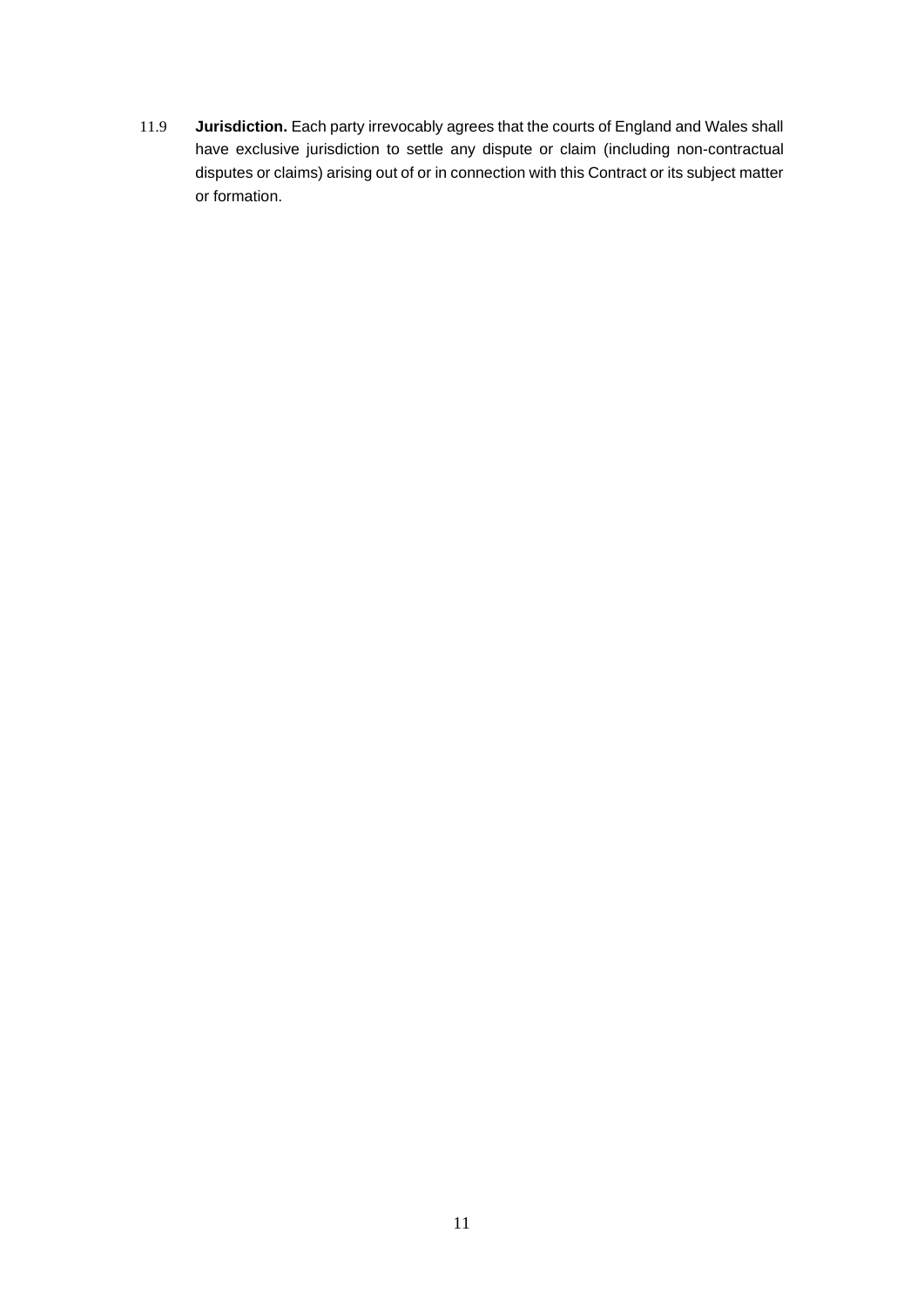11.9 **Jurisdiction.** Each party irrevocably agrees that the courts of England and Wales shall have exclusive jurisdiction to settle any dispute or claim (including non-contractual disputes or claims) arising out of or in connection with this Contract or its subject matter or formation.